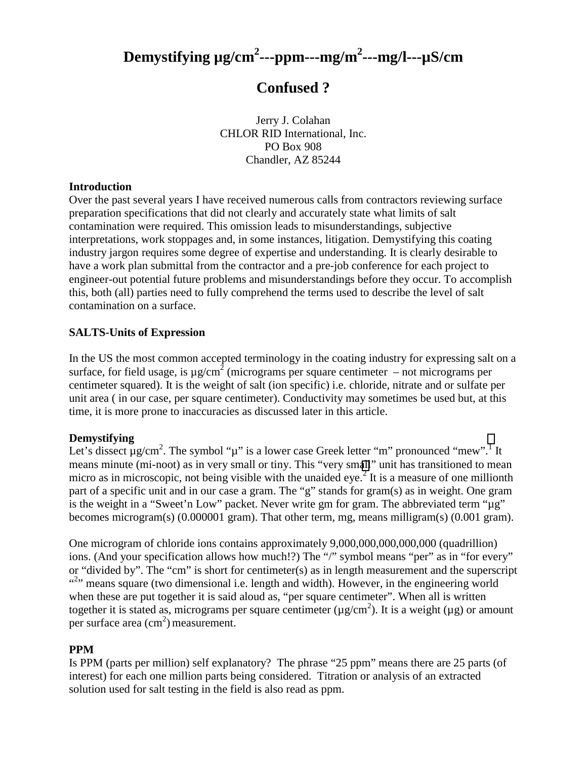# Demystifying μg/cm$^2$---ppm---mg/m$^2$---mg/l---μS/cm

## Confused ?

Jerry J. Colahan
CHLOR RID International, Inc.
PO Box 908
Chandler, AZ 85244

**Introduction**

Over the past several years I have received numerous calls from contractors reviewing surface preparation specifications that did not clearly and accurately state what limits of salt contamination were required. This omission leads to misunderstandings, subjective interpretations, work stoppages and, in some instances, litigation. Demystifying this coating industry jargon requires some degree of expertise and understanding. It is clearly desirable to have a work plan submittal from the contractor and a pre-job conference for each project to engineer-out potential future problems and misunderstandings before they occur. To accomplish this, both (all) parties need to fully comprehend the terms used to describe the level of salt contamination on a surface.

**SALTS-Units of Expression**

In the US the most common accepted terminology in the coating industry for expressing salt on a surface, for field usage, is μg/cm$^2$ (micrograms per square centimeter – not micrograms per centimeter squared). It is the weight of salt (ion specific) i.e. chloride, nitrate and or sulfate per unit area ( in our case, per square centimeter). Conductivity may sometimes be used but, at this time, it is more prone to inaccuracies as discussed later in this article.

**Demystifying**

Let's dissect μg/cm$^2$. The symbol "μ" is a lower case Greek letter "m" pronounced "mew".[1] It means minute (mi-noot) as in very small or tiny. This "very small" unit has transitioned to mean micro as in microscopic, not being visible with the unaided eye.[2] It is a measure of one millionth part of a specific unit and in our case a gram. The "g" stands for gram(s) as in weight. One gram is the weight in a "Sweet'n Low" packet. Never write gm for gram. The abbreviated term "μg" becomes microgram(s) (0.000001 gram). That other term, mg, means milligram(s) (0.001 gram).

One microgram of chloride ions contains approximately 9,000,000,000,000,000 (quadrillion) ions. (And your specification allows how much!?) The "/" symbol means "per" as in "for every" or "divided by". The "cm" is short for centimeter(s) as in length measurement and the superscript "$^2$" means square (two dimensional i.e. length and width). However, in the engineering world when these are put together it is said aloud as, "per square centimeter". When all is written together it is stated as, micrograms per square centimeter (μg/cm$^2$). It is a weight (μg) or amount per surface area (cm$^2$) measurement.

**PPM**

Is PPM (parts per million) self explanatory? The phrase "25 ppm" means there are 25 parts (of interest) for each one million parts being considered. Titration or analysis of an extracted solution used for salt testing in the field is also read as ppm.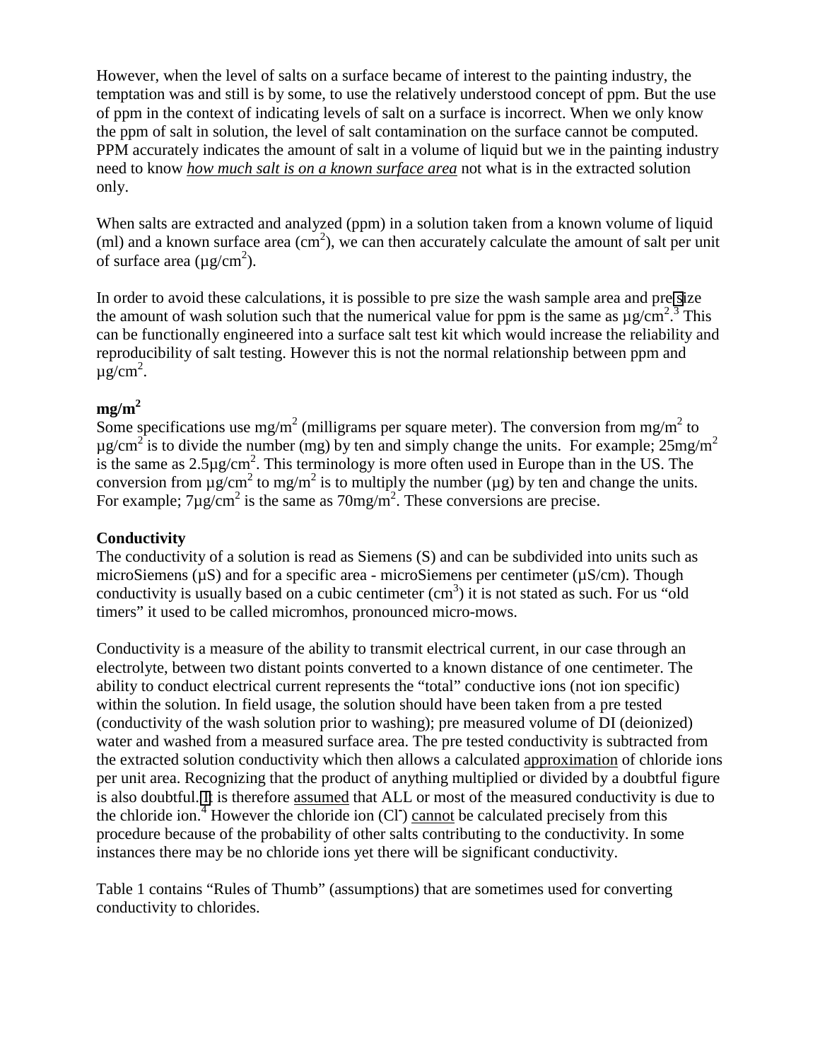However, when the level of salts on a surface became of interest to the painting industry, the temptation was and still is by some, to use the relatively understood concept of ppm. But the use of ppm in the context of indicating levels of salt on a surface is incorrect. When we only know the ppm of salt in solution, the level of salt contamination on the surface cannot be computed. PPM accurately indicates the amount of salt in a volume of liquid but we in the painting industry need to know *how much salt is on a known surface area* not what is in the extracted solution only.

When salts are extracted and analyzed (ppm) in a solution taken from a known volume of liquid (ml) and a known surface area ($cm^2$), we can then accurately calculate the amount of salt per unit of surface area ($\mu g/cm^2$).

In order to avoid these calculations, it is possible to pre size the wash sample area and pre size the amount of wash solution such that the numerical value for ppm is the same as $\mu g/cm^2$.[3] This can be functionally engineered into a surface salt test kit which would increase the reliability and reproducibility of salt testing. However this is not the normal relationship between ppm and $\mu g/cm^2$.

**$mg/m^2$**

Some specifications use $mg/m^2$ (milligrams per square meter). The conversion from $mg/m^2$ to $\mu g/cm^2$ is to divide the number (mg) by ten and simply change the units. For example; $25 mg/m^2$ is the same as $2.5 \mu g/cm^2$. This terminology is more often used in Europe than in the US. The conversion from $\mu g/cm^2$ to $mg/m^2$ is to multiply the number (µg) by ten and change the units. For example; $7 \mu g/cm^2$ is the same as $70 mg/m^2$. These conversions are precise.

**Conductivity**

The conductivity of a solution is read as Siemens (S) and can be subdivided into units such as microSiemens (µS) and for a specific area - microSiemens per centimeter (µS/cm). Though conductivity is usually based on a cubic centimeter ($cm^3$) it is not stated as such. For us "old timers" it used to be called micromhos, pronounced micro-mows.

Conductivity is a measure of the ability to transmit electrical current, in our case through an electrolyte, between two distant points converted to a known distance of one centimeter. The ability to conduct electrical current represents the "total" conductive ions (not ion specific) within the solution. In field usage, the solution should have been taken from a pre tested (conductivity of the wash solution prior to washing); pre measured volume of DI (deionized) water and washed from a measured surface area. The pre tested conductivity is subtracted from the extracted solution conductivity which then allows a calculated approximation of chloride ions per unit area. Recognizing that the product of anything multiplied or divided by a doubtful figure is also doubtful. It is therefore assumed that ALL or most of the measured conductivity is due to the chloride ion.[4] However the chloride ion ($Cl^-$) cannot be calculated precisely from this procedure because of the probability of other salts contributing to the conductivity. In some instances there may be no chloride ions yet there will be significant conductivity.

Table 1 contains "Rules of Thumb" (assumptions) that are sometimes used for converting conductivity to chlorides.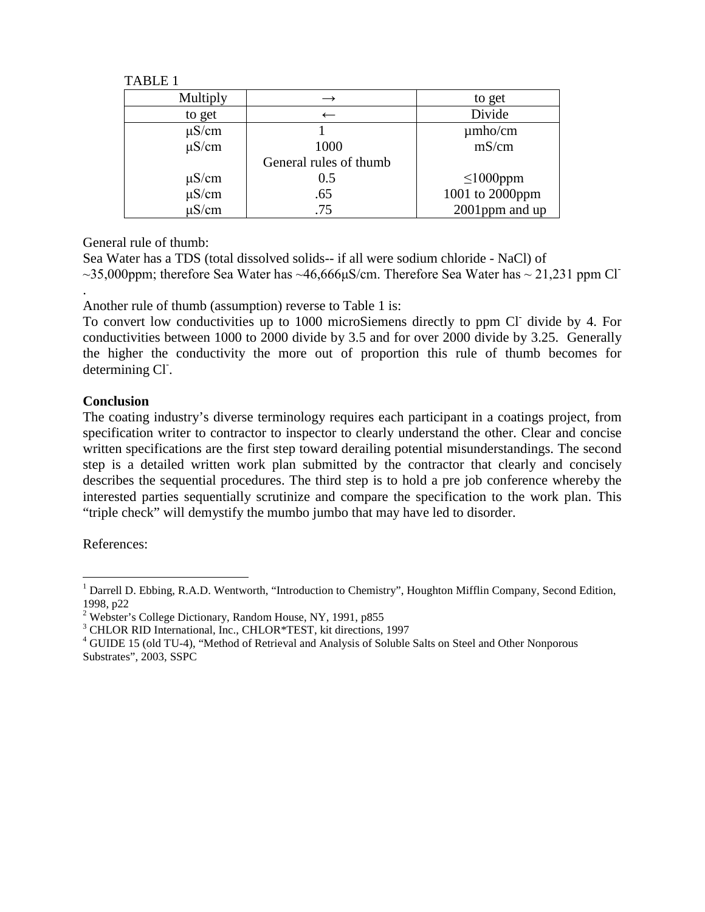TABLE 1

| Multiply | → | to get |
|---|---|---|
| to get | ← | Divide |
| μS/cm | 1 | μmho/cm |
| μS/cm | 1000 | mS/cm |
| | General rules of thumb | |
| μS/cm | 0.5 | ≤1000ppm |
| μS/cm | .65 | 1001 to 2000ppm |
| μS/cm | .75 | 2001ppm and up |

General rule of thumb:

Sea Water has a TDS (total dissolved solids-- if all were sodium chloride - NaCl) of ~35,000ppm; therefore Sea Water has ~46,666μS/cm. Therefore Sea Water has ~ 21,231 ppm $Cl^-$.

Another rule of thumb (assumption) reverse to Table 1 is:

To convert low conductivities up to 1000 microSiemens directly to ppm $Cl^-$ divide by 4. For conductivities between 1000 to 2000 divide by 3.5 and for over 2000 divide by 3.25. Generally the higher the conductivity the more out of proportion this rule of thumb becomes for determining $Cl^-$.

**Conclusion**

The coating industry's diverse terminology requires each participant in a coatings project, from specification writer to contractor to inspector to clearly understand the other. Clear and concise written specifications are the first step toward derailing potential misunderstandings. The second step is a detailed written work plan submitted by the contractor that clearly and concisely describes the sequential procedures. The third step is to hold a pre job conference whereby the interested parties sequentially scrutinize and compare the specification to the work plan. This "triple check" will demystify the mumbo jumbo that may have led to disorder.

References:

[1] Darrell D. Ebbing, R.A.D. Wentworth, "Introduction to Chemistry", Houghton Mifflin Company, Second Edition, 1998, p22

[2] Webster's College Dictionary, Random House, NY, 1991, p855

[3] CHLOR RID International, Inc., CHLOR*TEST, kit directions, 1997

[4] GUIDE 15 (old TU-4), "Method of Retrieval and Analysis of Soluble Salts on Steel and Other Nonporous Substrates", 2003, SSPC